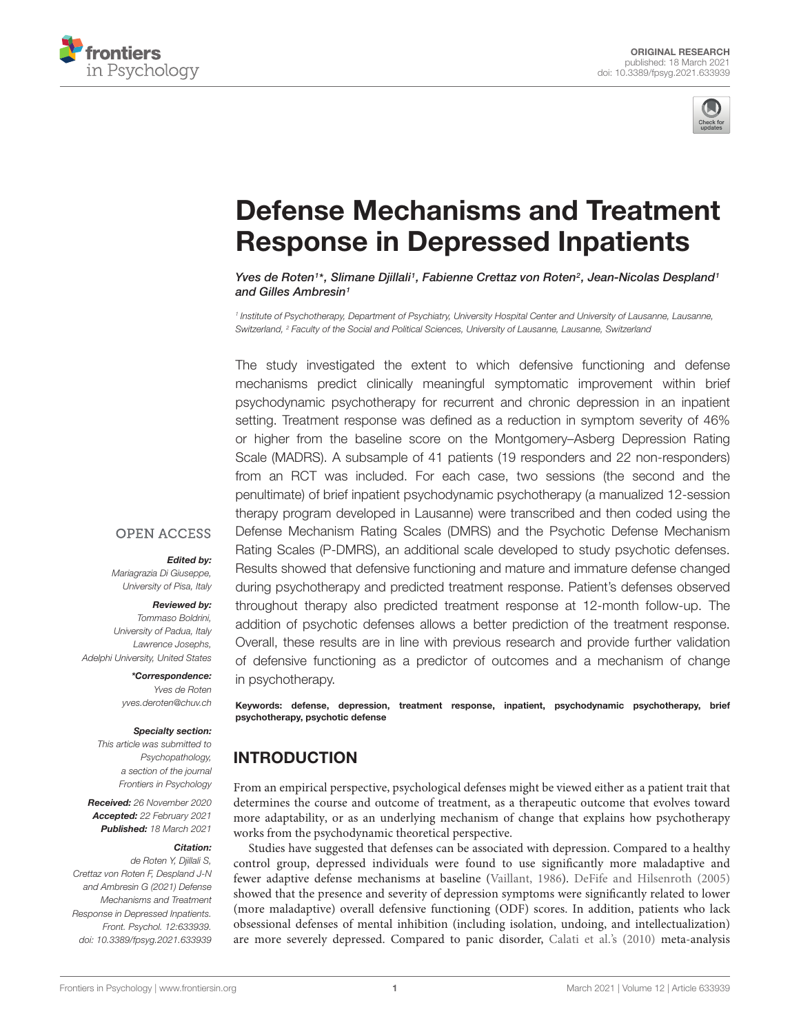ORIGINAL RESEARCH
published: 18 March 2021
doi: 10.3389/fpsyg.2021.633939

# Defense Mechanisms and Treatment Response in Depressed Inpatients

*Yves de Roten[1]\*, Slimane Djillali[1], Fabienne Crettaz von Roten[2], Jean-Nicolas Despland[1] and Gilles Ambresin[1]*

[1] *Institute of Psychotherapy, Department of Psychiatry, University Hospital Center and University of Lausanne, Lausanne, Switzerland,* [2] *Faculty of the Social and Political Sciences, University of Lausanne, Lausanne, Switzerland*

The study investigated the extent to which defensive functioning and defense mechanisms predict clinically meaningful symptomatic improvement within brief psychodynamic psychotherapy for recurrent and chronic depression in an inpatient setting. Treatment response was defined as a reduction in symptom severity of 46% or higher from the baseline score on the Montgomery–Asberg Depression Rating Scale (MADRS). A subsample of 41 patients (19 responders and 22 non-responders) from an RCT was included. For each case, two sessions (the second and the penultimate) of brief inpatient psychodynamic psychotherapy (a manualized 12-session therapy program developed in Lausanne) were transcribed and then coded using the Defense Mechanism Rating Scales (DMRS) and the Psychotic Defense Mechanism Rating Scales (P-DMRS), an additional scale developed to study psychotic defenses. Results showed that defensive functioning and mature and immature defense changed during psychotherapy and predicted treatment response. Patient's defenses observed throughout therapy also predicted treatment response at 12-month follow-up. The addition of psychotic defenses allows a better prediction of the treatment response. Overall, these results are in line with previous research and provide further validation of defensive functioning as a predictor of outcomes and a mechanism of change in psychotherapy.

**Keywords:** defense, depression, treatment response, inpatient, psychodynamic psychotherapy, brief psychotherapy, psychotic defense

OPEN ACCESS

***Edited by:***
Mariagrazia Di Giuseppe,
University of Pisa, Italy

***Reviewed by:***
Tommaso Boldrini,
University of Padua, Italy
Lawrence Josephs,
Adelphi University, United States

***\*Correspondence:***
Yves de Roten
yves.deroten@chuv.ch

***Specialty section:***
This article was submitted to Psychopathology,
a section of the journal
Frontiers in Psychology

**Received:** 26 November 2020
**Accepted:** 22 February 2021
**Published:** 18 March 2021

***Citation:***
de Roten Y, Djillali S, Crettaz von Roten F, Despland J-N and Ambresin G (2021) Defense Mechanisms and Treatment Response in Depressed Inpatients.
Front. Psychol. 12:633939.
doi: 10.3389/fpsyg.2021.633939

## INTRODUCTION

From an empirical perspective, psychological defenses might be viewed either as a patient trait that determines the course and outcome of treatment, as a therapeutic outcome that evolves toward more adaptability, or as an underlying mechanism of change that explains how psychotherapy works from the psychodynamic theoretical perspective.

Studies have suggested that defenses can be associated with depression. Compared to a healthy control group, depressed individuals were found to use significantly more maladaptive and fewer adaptive defense mechanisms at baseline (Vaillant, 1986). DeFife and Hilsenroth (2005) showed that the presence and severity of depression symptoms were significantly related to lower (more maladaptive) overall defensive functioning (ODF) scores. In addition, patients who lack obsessional defenses of mental inhibition (including isolation, undoing, and intellectualization) are more severely depressed. Compared to panic disorder, Calati et al.'s (2010) meta-analysis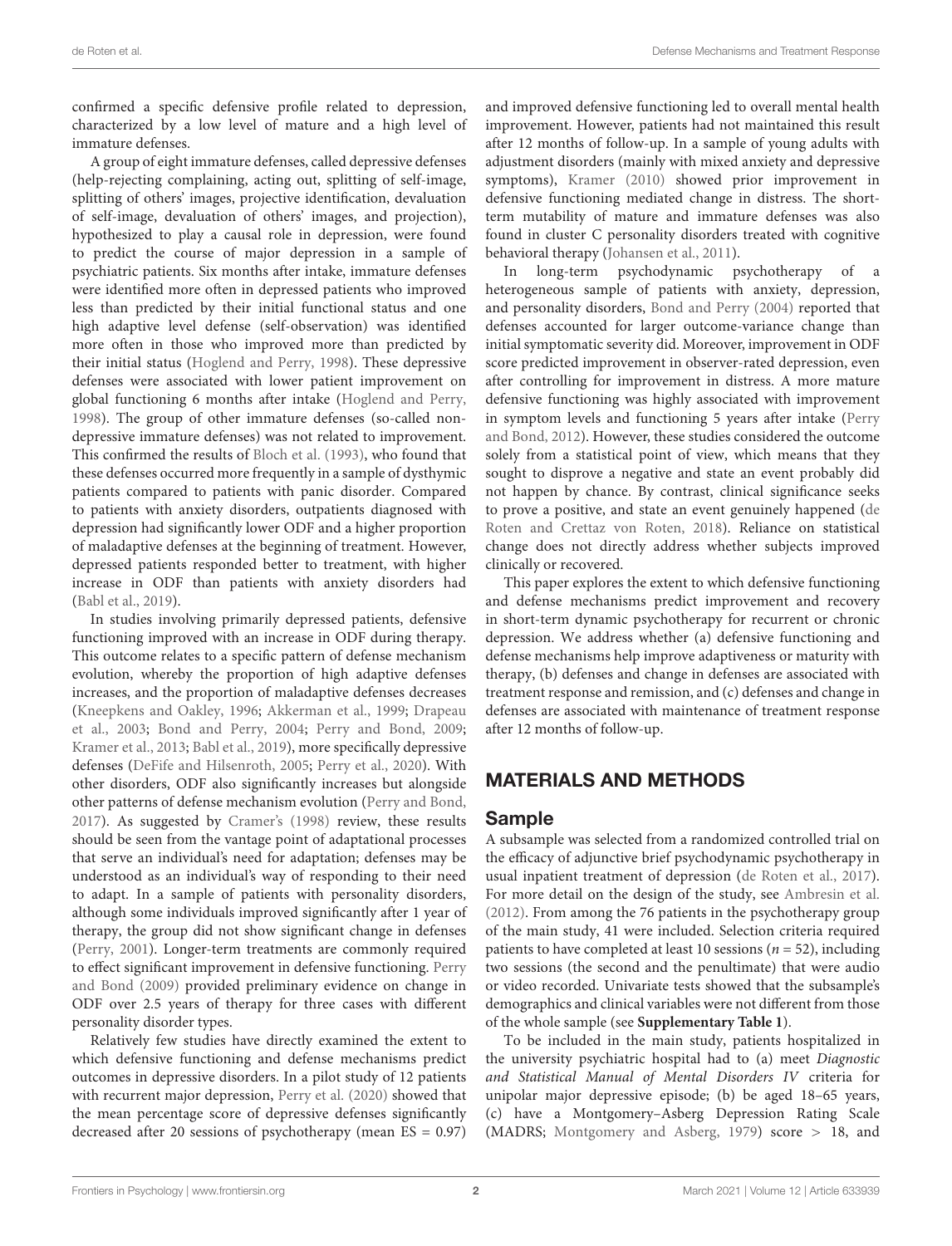confirmed a specific defensive profile related to depression, characterized by a low level of mature and a high level of immature defenses.

A group of eight immature defenses, called depressive defenses (help-rejecting complaining, acting out, splitting of self-image, splitting of others' images, projective identification, devaluation of self-image, devaluation of others' images, and projection), hypothesized to play a causal role in depression, were found to predict the course of major depression in a sample of psychiatric patients. Six months after intake, immature defenses were identified more often in depressed patients who improved less than predicted by their initial functional status and one high adaptive level defense (self-observation) was identified more often in those who improved more than predicted by their initial status (Hoglend and Perry, 1998). These depressive defenses were associated with lower patient improvement on global functioning 6 months after intake (Hoglend and Perry, 1998). The group of other immature defenses (so-called non-depressive immature defenses) was not related to improvement. This confirmed the results of Bloch et al. (1993), who found that these defenses occurred more frequently in a sample of dysthymic patients compared to patients with panic disorder. Compared to patients with anxiety disorders, outpatients diagnosed with depression had significantly lower ODF and a higher proportion of maladaptive defenses at the beginning of treatment. However, depressed patients responded better to treatment, with higher increase in ODF than patients with anxiety disorders had (Babl et al., 2019).

In studies involving primarily depressed patients, defensive functioning improved with an increase in ODF during therapy. This outcome relates to a specific pattern of defense mechanism evolution, whereby the proportion of high adaptive defenses increases, and the proportion of maladaptive defenses decreases (Kneepkens and Oakley, 1996; Akkerman et al., 1999; Drapeau et al., 2003; Bond and Perry, 2004; Perry and Bond, 2009; Kramer et al., 2013; Babl et al., 2019), more specifically depressive defenses (DeFife and Hilsenroth, 2005; Perry et al., 2020). With other disorders, ODF also significantly increases but alongside other patterns of defense mechanism evolution (Perry and Bond, 2017). As suggested by Cramer's (1998) review, these results should be seen from the vantage point of adaptational processes that serve an individual's need for adaptation; defenses may be understood as an individual's way of responding to their need to adapt. In a sample of patients with personality disorders, although some individuals improved significantly after 1 year of therapy, the group did not show significant change in defenses (Perry, 2001). Longer-term treatments are commonly required to effect significant improvement in defensive functioning. Perry and Bond (2009) provided preliminary evidence on change in ODF over 2.5 years of therapy for three cases with different personality disorder types.

Relatively few studies have directly examined the extent to which defensive functioning and defense mechanisms predict outcomes in depressive disorders. In a pilot study of 12 patients with recurrent major depression, Perry et al. (2020) showed that the mean percentage score of depressive defenses significantly decreased after 20 sessions of psychotherapy (mean ES = 0.97) and improved defensive functioning led to overall mental health improvement. However, patients had not maintained this result after 12 months of follow-up. In a sample of young adults with adjustment disorders (mainly with mixed anxiety and depressive symptoms), Kramer (2010) showed prior improvement in defensive functioning mediated change in distress. The short-term mutability of mature and immature defenses was also found in cluster C personality disorders treated with cognitive behavioral therapy (Johansen et al., 2011).

In long-term psychodynamic psychotherapy of a heterogeneous sample of patients with anxiety, depression, and personality disorders, Bond and Perry (2004) reported that defenses accounted for larger outcome-variance change than initial symptomatic severity did. Moreover, improvement in ODF score predicted improvement in observer-rated depression, even after controlling for improvement in distress. A more mature defensive functioning was highly associated with improvement in symptom levels and functioning 5 years after intake (Perry and Bond, 2012). However, these studies considered the outcome solely from a statistical point of view, which means that they sought to disprove a negative and state an event probably did not happen by chance. By contrast, clinical significance seeks to prove a positive, and state an event genuinely happened (de Roten and Crettaz von Roten, 2018). Reliance on statistical change does not directly address whether subjects improved clinically or recovered.

This paper explores the extent to which defensive functioning and defense mechanisms predict improvement and recovery in short-term dynamic psychotherapy for recurrent or chronic depression. We address whether (a) defensive functioning and defense mechanisms help improve adaptiveness or maturity with therapy, (b) defenses and change in defenses are associated with treatment response and remission, and (c) defenses and change in defenses are associated with maintenance of treatment response after 12 months of follow-up.

## MATERIALS AND METHODS

### Sample

A subsample was selected from a randomized controlled trial on the efficacy of adjunctive brief psychodynamic psychotherapy in usual inpatient treatment of depression (de Roten et al., 2017). For more detail on the design of the study, see Ambresin et al. (2012). From among the 76 patients in the psychotherapy group of the main study, 41 were included. Selection criteria required patients to have completed at least 10 sessions ($n = 52$), including two sessions (the second and the penultimate) that were audio or video recorded. Univariate tests showed that the subsample's demographics and clinical variables were not different from those of the whole sample (see **Supplementary Table 1**).

To be included in the main study, patients hospitalized in the university psychiatric hospital had to (a) meet *Diagnostic and Statistical Manual of Mental Disorders IV* criteria for unipolar major depressive episode; (b) be aged 18–65 years, (c) have a Montgomery–Asberg Depression Rating Scale (MADRS; Montgomery and Asberg, 1979) score > 18, and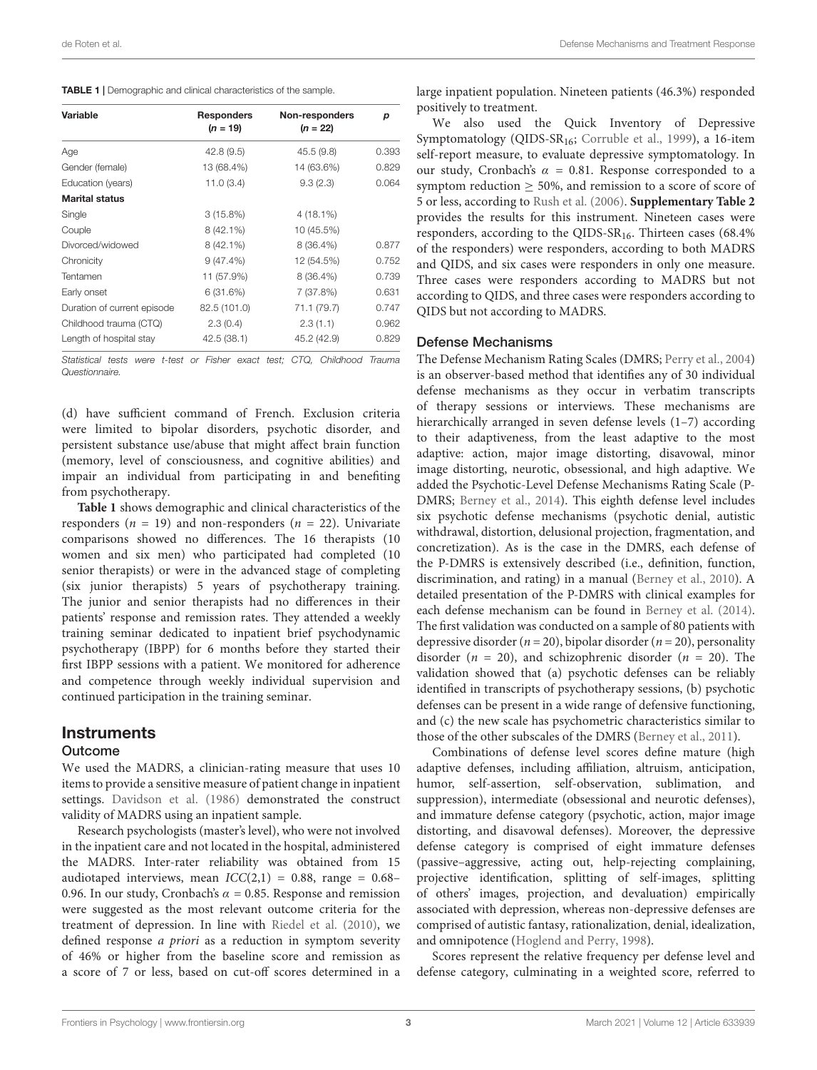**TABLE 1** | Demographic and clinical characteristics of the sample.

| Variable | Responders ($n$ = 19) | Non-responders ($n$ = 22) | $p$ |
|---|---|---|---|
| Age | 42.8 (9.5) | 45.5 (9.8) | 0.393 |
| Gender (female) | 13 (68.4%) | 14 (63.6%) | 0.829 |
| Education (years) | 11.0 (3.4) | 9.3 (2.3) | 0.064 |
| **Marital status** | | | |
| Single | 3 (15.8%) | 4 (18.1%) | |
| Couple | 8 (42.1%) | 10 (45.5%) | |
| Divorced/widowed | 8 (42.1%) | 8 (36.4%) | 0.877 |
| Chronicity | 9 (47.4%) | 12 (54.5%) | 0.752 |
| Tentamen | 11 (57.9%) | 8 (36.4%) | 0.739 |
| Early onset | 6 (31.6%) | 7 (37.8%) | 0.631 |
| Duration of current episode | 82.5 (101.0) | 71.1 (79.7) | 0.747 |
| Childhood trauma (CTQ) | 2.3 (0.4) | 2.3 (1.1) | 0.962 |
| Length of hospital stay | 42.5 (38.1) | 45.2 (42.9) | 0.829 |

*Statistical tests were t-test or Fisher exact test; CTQ, Childhood Trauma Questionnaire.*

(d) have sufficient command of French. Exclusion criteria were limited to bipolar disorders, psychotic disorder, and persistent substance use/abuse that might affect brain function (memory, level of consciousness, and cognitive abilities) and impair an individual from participating in and benefiting from psychotherapy.

**Table 1** shows demographic and clinical characteristics of the responders ($n$ = 19) and non-responders ($n$ = 22). Univariate comparisons showed no differences. The 16 therapists (10 women and six men) who participated had completed (10 senior therapists) or were in the advanced stage of completing (six junior therapists) 5 years of psychotherapy training. The junior and senior therapists had no differences in their patients' response and remission rates. They attended a weekly training seminar dedicated to inpatient brief psychodynamic psychotherapy (IBPP) for 6 months before they started their first IBPP sessions with a patient. We monitored for adherence and competence through weekly individual supervision and continued participation in the training seminar.

## Instruments

### Outcome

We used the MADRS, a clinician-rating measure that uses 10 items to provide a sensitive measure of patient change in inpatient settings. Davidson et al. (1986) demonstrated the construct validity of MADRS using an inpatient sample.

Research psychologists (master's level), who were not involved in the inpatient care and not located in the hospital, administered the MADRS. Inter-rater reliability was obtained from 15 audiotaped interviews, mean $ICC(2,1)$ = 0.88, range = 0.68–0.96. In our study, Cronbach's $\alpha$ = 0.85. Response and remission were suggested as the most relevant outcome criteria for the treatment of depression. In line with Riedel et al. (2010), we defined response *a priori* as a reduction in symptom severity of 46% or higher from the baseline score and remission as a score of 7 or less, based on cut-off scores determined in a large inpatient population. Nineteen patients (46.3%) responded positively to treatment.

We also used the Quick Inventory of Depressive Symptomatology (QIDS-$SR_{16}$; Corruble et al., 1999), a 16-item self-report measure, to evaluate depressive symptomatology. In our study, Cronbach's $\alpha$ = 0.81. Response corresponded to a symptom reduction $\geq$ 50%, and remission to a score of score of 5 or less, according to Rush et al. (2006). **Supplementary Table 2** provides the results for this instrument. Nineteen cases were responders, according to the QIDS-$SR_{16}$. Thirteen cases (68.4% of the responders) were responders, according to both MADRS and QIDS, and six cases were responders in only one measure. Three cases were responders according to MADRS but not according to QIDS, and three cases were responders according to QIDS but not according to MADRS.

### Defense Mechanisms

The Defense Mechanism Rating Scales (DMRS; Perry et al., 2004) is an observer-based method that identifies any of 30 individual defense mechanisms as they occur in verbatim transcripts of therapy sessions or interviews. These mechanisms are hierarchically arranged in seven defense levels (1–7) according to their adaptiveness, from the least adaptive to the most adaptive: action, major image distorting, disavowal, minor image distorting, neurotic, obsessional, and high adaptive. We added the Psychotic-Level Defense Mechanisms Rating Scale (P-DMRS; Berney et al., 2014). This eighth defense level includes six psychotic defense mechanisms (psychotic denial, autistic withdrawal, distortion, delusional projection, fragmentation, and concretization). As is the case in the DMRS, each defense of the P-DMRS is extensively described (i.e., definition, function, discrimination, and rating) in a manual (Berney et al., 2010). A detailed presentation of the P-DMRS with clinical examples for each defense mechanism can be found in Berney et al. (2014). The first validation was conducted on a sample of 80 patients with depressive disorder ($n$ = 20), bipolar disorder ($n$ = 20), personality disorder ($n$ = 20), and schizophrenic disorder ($n$ = 20). The validation showed that (a) psychotic defenses can be reliably identified in transcripts of psychotherapy sessions, (b) psychotic defenses can be present in a wide range of defensive functioning, and (c) the new scale has psychometric characteristics similar to those of the other subscales of the DMRS (Berney et al., 2011).

Combinations of defense level scores define mature (high adaptive defenses, including affiliation, altruism, anticipation, humor, self-assertion, self-observation, sublimation, and suppression), intermediate (obsessional and neurotic defenses), and immature defense category (psychotic, action, major image distorting, and disavowal defenses). Moreover, the depressive defense category is comprised of eight immature defenses (passive–aggressive, acting out, help-rejecting complaining, projective identification, splitting of self-images, splitting of others' images, projection, and devaluation) empirically associated with depression, whereas non-depressive defenses are comprised of autistic fantasy, rationalization, denial, idealization, and omnipotence (Hoglend and Perry, 1998).

Scores represent the relative frequency per defense level and defense category, culminating in a weighted score, referred to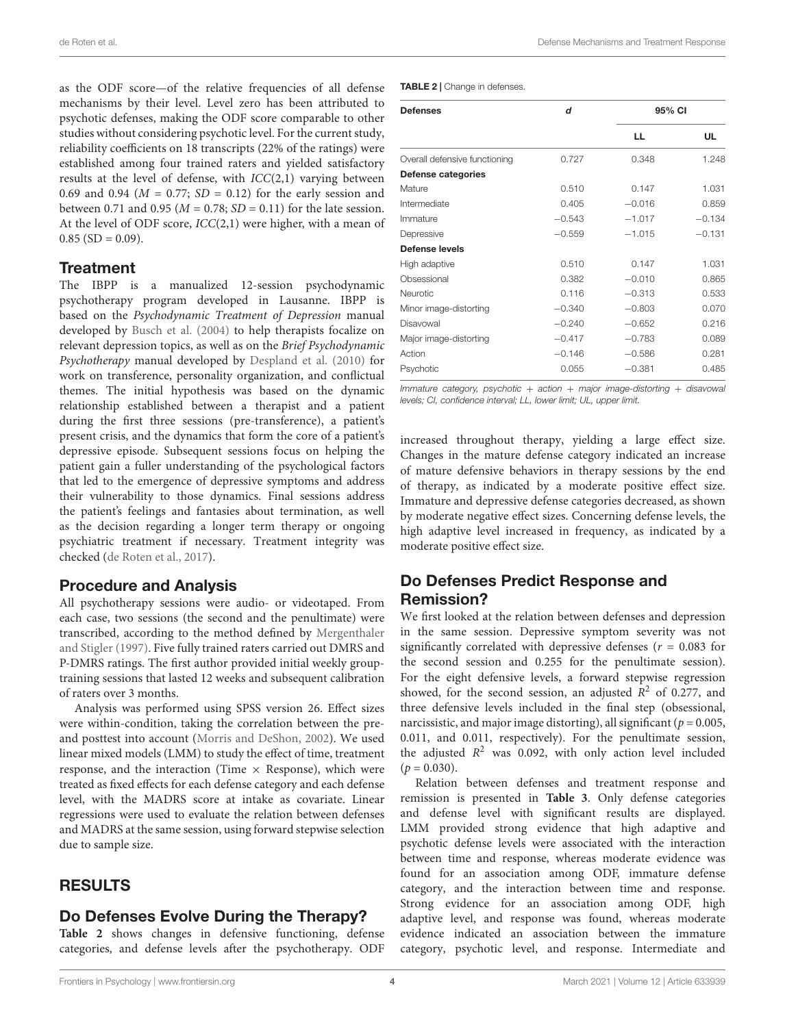as the ODF score—of the relative frequencies of all defense mechanisms by their level. Level zero has been attributed to psychotic defenses, making the ODF score comparable to other studies without considering psychotic level. For the current study, reliability coefficients on 18 transcripts (22% of the ratings) were established among four trained raters and yielded satisfactory results at the level of defense, with $ICC(2,1)$ varying between 0.69 and 0.94 ($M$ = 0.77; $SD$ = 0.12) for the early session and between 0.71 and 0.95 ($M$ = 0.78; $SD$ = 0.11) for the late session. At the level of ODF score, $ICC(2,1)$ were higher, with a mean of 0.85 (SD = 0.09).

## Treatment

The IBPP is a manualized 12-session psychodynamic psychotherapy program developed in Lausanne. IBPP is based on the *Psychodynamic Treatment of Depression* manual developed by Busch et al. (2004) to help therapists focalize on relevant depression topics, as well as on the *Brief Psychodynamic Psychotherapy* manual developed by Despland et al. (2010) for work on transference, personality organization, and conflictual themes. The initial hypothesis was based on the dynamic relationship established between a therapist and a patient during the first three sessions (pre-transference), a patient's present crisis, and the dynamics that form the core of a patient's depressive episode. Subsequent sessions focus on helping the patient gain a fuller understanding of the psychological factors that led to the emergence of depressive symptoms and address their vulnerability to those dynamics. Final sessions address the patient's feelings and fantasies about termination, as well as the decision regarding a longer term therapy or ongoing psychiatric treatment if necessary. Treatment integrity was checked (de Roten et al., 2017).

## Procedure and Analysis

All psychotherapy sessions were audio- or videotaped. From each case, two sessions (the second and the penultimate) were transcribed, according to the method defined by Mergenthaler and Stigler (1997). Five fully trained raters carried out DMRS and P-DMRS ratings. The first author provided initial weekly group-training sessions that lasted 12 weeks and subsequent calibration of raters over 3 months.

Analysis was performed using SPSS version 26. Effect sizes were within-condition, taking the correlation between the pre- and posttest into account (Morris and DeShon, 2002). We used linear mixed models (LMM) to study the effect of time, treatment response, and the interaction (Time × Response), which were treated as fixed effects for each defense category and each defense level, with the MADRS score at intake as covariate. Linear regressions were used to evaluate the relation between defenses and MADRS at the same session, using forward stepwise selection due to sample size.

# RESULTS

## Do Defenses Evolve During the Therapy?

**Table 2** shows changes in defensive functioning, defense categories, and defense levels after the psychotherapy. ODF increased throughout therapy, yielding a large effect size. Changes in the mature defense category indicated an increase of mature defensive behaviors in therapy sessions by the end of therapy, as indicated by a moderate positive effect size. Immature and depressive defense categories decreased, as shown by moderate negative effect sizes. Concerning defense levels, the high adaptive level increased in frequency, as indicated by a moderate positive effect size.

**TABLE 2** | Change in defenses.

| Defenses | *d* | 95% CI | |
|---|---|---|---|
| | | LL | UL |
| Overall defensive functioning | 0.727 | 0.348 | 1.248 |
| **Defense categories** | | | |
| Mature | 0.510 | 0.147 | 1.031 |
| Intermediate | 0.405 | −0.016 | 0.859 |
| Immature | −0.543 | −1.017 | −0.134 |
| Depressive | −0.559 | −1.015 | −0.131 |
| **Defense levels** | | | |
| High adaptive | 0.510 | 0.147 | 1.031 |
| Obsessional | 0.382 | −0.010 | 0.865 |
| Neurotic | 0.116 | −0.313 | 0.533 |
| Minor image-distorting | −0.340 | −0.803 | 0.070 |
| Disavowal | −0.240 | −0.652 | 0.216 |
| Major image-distorting | −0.417 | −0.783 | 0.089 |
| Action | −0.146 | −0.586 | 0.281 |
| Psychotic | 0.055 | −0.381 | 0.485 |

*Immature category, psychotic + action + major image-distorting + disavowal levels; CI, confidence interval; LL, lower limit; UL, upper limit.*

## Do Defenses Predict Response and Remission?

We first looked at the relation between defenses and depression in the same session. Depressive symptom severity was not significantly correlated with depressive defenses ($r$ = 0.083 for the second session and 0.255 for the penultimate session). For the eight defensive levels, a forward stepwise regression showed, for the second session, an adjusted $R^2$ of 0.277, and three defensive levels included in the final step (obsessional, narcissistic, and major image distorting), all significant ($p$ = 0.005, 0.011, and 0.011, respectively). For the penultimate session, the adjusted $R^2$ was 0.092, with only action level included ($p$ = 0.030).

Relation between defenses and treatment response and remission is presented in **Table 3**. Only defense categories and defense level with significant results are displayed. LMM provided strong evidence that high adaptive and psychotic defense levels were associated with the interaction between time and response, whereas moderate evidence was found for an association among ODF, immature defense category, and the interaction between time and response. Strong evidence for an association among ODF, high adaptive level, and response was found, whereas moderate evidence indicated an association between the immature category, psychotic level, and response. Intermediate and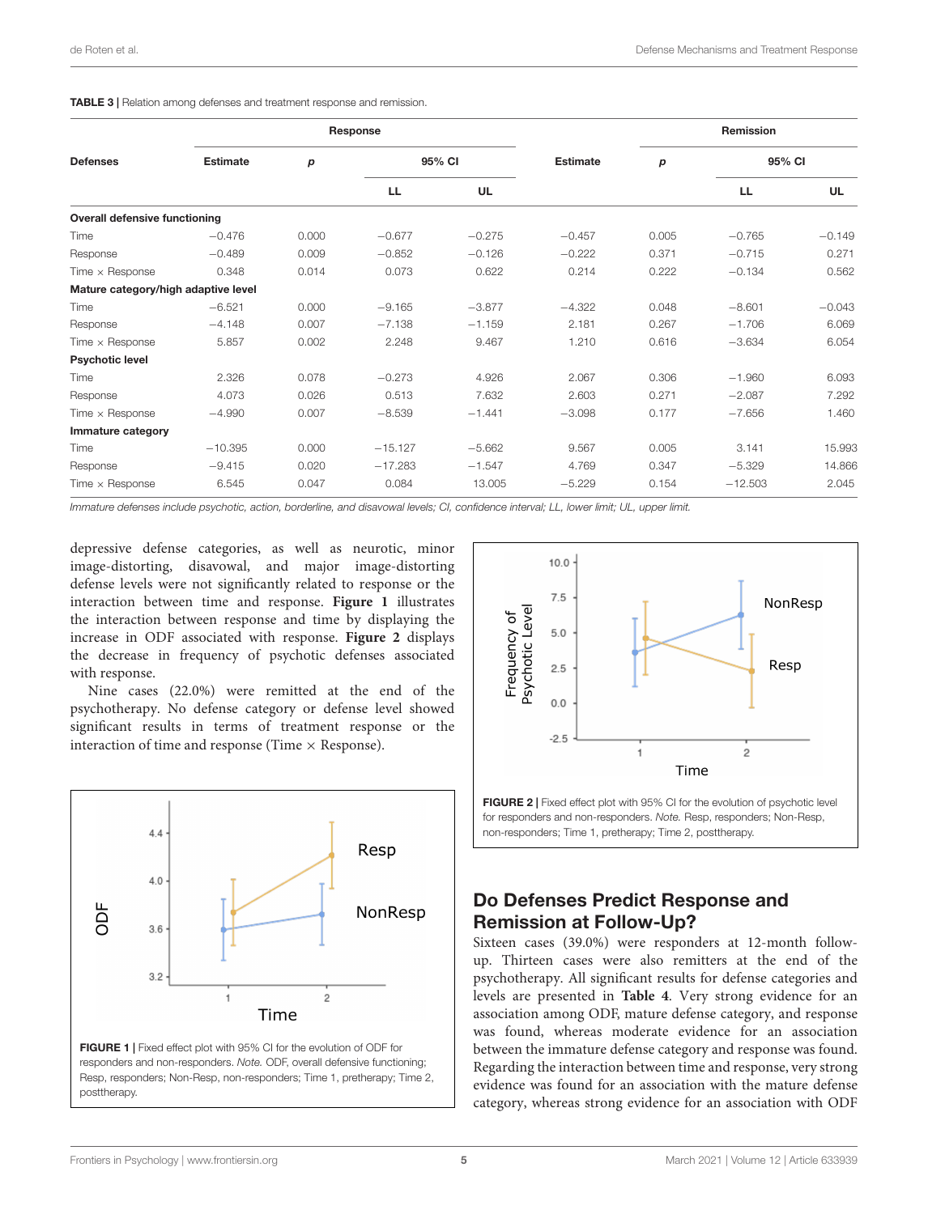**TABLE 3 |** Relation among defenses and treatment response and remission.

| Defenses | Response | | | | Remission | | | |
|---|---|---|---|---|---|---|---|---|
| | Estimate | *p* | 95% CI | | Estimate | *p* | 95% CI | |
| | | | LL | UL | | | LL | UL |
| **Overall defensive functioning** | | | | | | | | |
| Time | −0.476 | 0.000 | −0.677 | −0.275 | −0.457 | 0.005 | −0.765 | −0.149 |
| Response | −0.489 | 0.009 | −0.852 | −0.126 | −0.222 | 0.371 | −0.715 | 0.271 |
| Time × Response | 0.348 | 0.014 | 0.073 | 0.622 | 0.214 | 0.222 | −0.134 | 0.562 |
| **Mature category/high adaptive level** | | | | | | | | |
| Time | −6.521 | 0.000 | −9.165 | −3.877 | −4.322 | 0.048 | −8.601 | −0.043 |
| Response | −4.148 | 0.007 | −7.138 | −1.159 | 2.181 | 0.267 | −1.706 | 6.069 |
| Time × Response | 5.857 | 0.002 | 2.248 | 9.467 | 1.210 | 0.616 | −3.634 | 6.054 |
| **Psychotic level** | | | | | | | | |
| Time | 2.326 | 0.078 | −0.273 | 4.926 | 2.067 | 0.306 | −1.960 | 6.093 |
| Response | 4.073 | 0.026 | 0.513 | 7.632 | 2.603 | 0.271 | −2.087 | 7.292 |
| Time × Response | −4.990 | 0.007 | −8.539 | −1.441 | −3.098 | 0.177 | −7.656 | 1.460 |
| **Immature category** | | | | | | | | |
| Time | −10.395 | 0.000 | −15.127 | −5.662 | 9.567 | 0.005 | 3.141 | 15.993 |
| Response | −9.415 | 0.020 | −17.283 | −1.547 | 4.769 | 0.347 | −5.329 | 14.866 |
| Time × Response | 6.545 | 0.047 | 0.084 | 13.005 | −5.229 | 0.154 | −12.503 | 2.045 |

*Immature defenses include psychotic, action, borderline, and disavowal levels; CI, confidence interval; LL, lower limit; UL, upper limit.*

depressive defense categories, as well as neurotic, minor image-distorting, disavowal, and major image-distorting defense levels were not significantly related to response or the interaction between time and response. **Figure 1** illustrates the interaction between response and time by displaying the increase in ODF associated with response. **Figure 2** displays the decrease in frequency of psychotic defenses associated with response.

Nine cases (22.0%) were remitted at the end of the psychotherapy. No defense category or defense level showed significant results in terms of treatment response or the interaction of time and response (Time × Response).

**FIGURE 1 |** Fixed effect plot with 95% CI for the evolution of ODF for responders and non-responders. *Note.* ODF, overall defensive functioning; Resp, responders; Non-Resp, non-responders; Time 1, pretherapy; Time 2, posttherapy.

**FIGURE 2 |** Fixed effect plot with 95% CI for the evolution of psychotic level for responders and non-responders. *Note.* Resp, responders; Non-Resp, non-responders; Time 1, pretherapy; Time 2, posttherapy.

## Do Defenses Predict Response and Remission at Follow-Up?

Sixteen cases (39.0%) were responders at 12-month follow-up. Thirteen cases were also remitters at the end of the psychotherapy. All significant results for defense categories and levels are presented in **Table 4**. Very strong evidence for an association among ODF, mature defense category, and response was found, whereas moderate evidence for an association between the immature defense category and response was found. Regarding the interaction between time and response, very strong evidence was found for an association with the mature defense category, whereas strong evidence for an association with ODF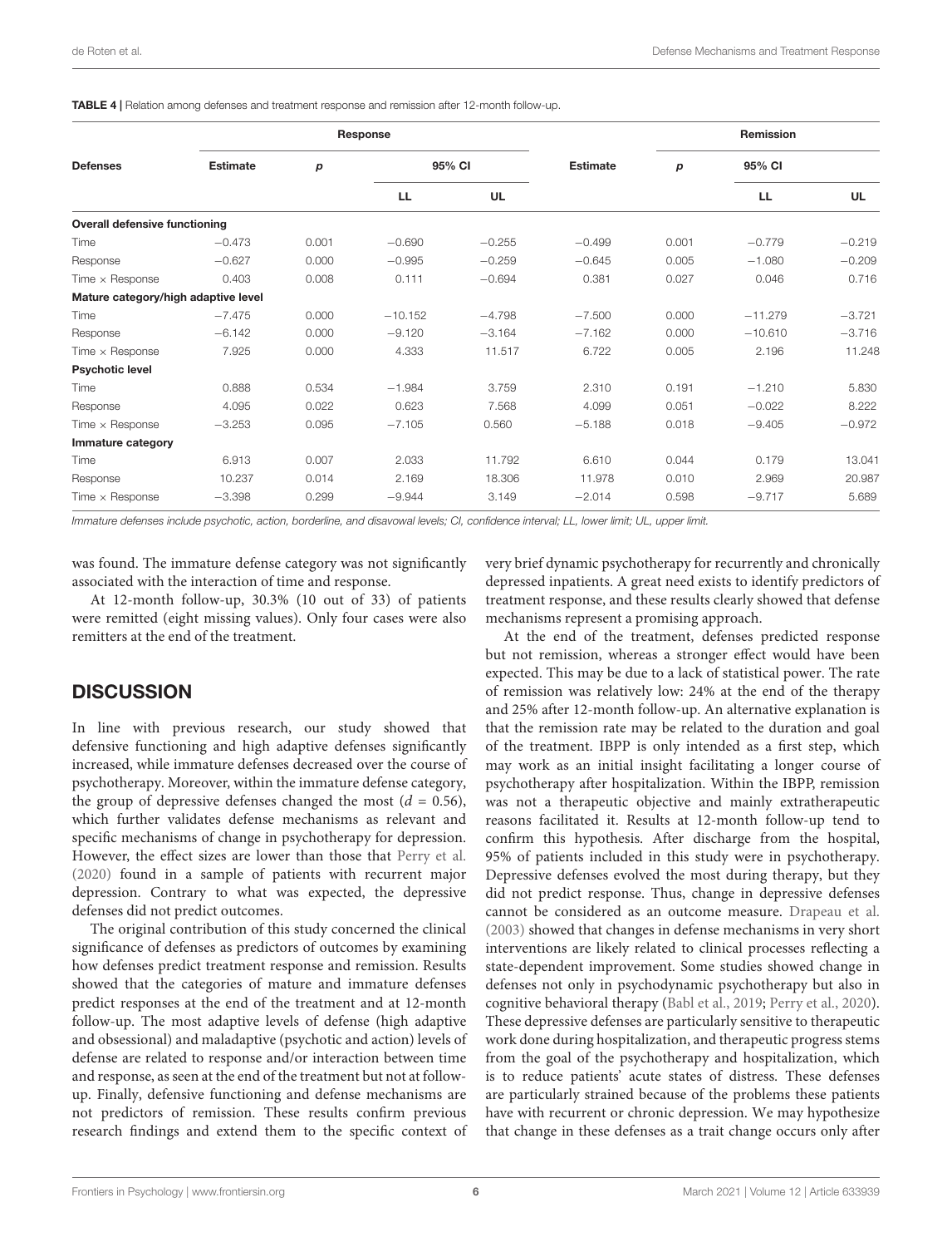**TABLE 4 |** Relation among defenses and treatment response and remission after 12-month follow-up.

| Defenses | Response | | | | Remission | | | |
|---|---|---|---|---|---|---|---|---|
| | Estimate | *p* | 95% CI | | Estimate | *p* | 95% CI | |
| | | | LL | UL | | | LL | UL |
| **Overall defensive functioning** | | | | | | | | |
| Time | −0.473 | 0.001 | −0.690 | −0.255 | −0.499 | 0.001 | −0.779 | −0.219 |
| Response | −0.627 | 0.000 | −0.995 | −0.259 | −0.645 | 0.005 | −1.080 | −0.209 |
| Time × Response | 0.403 | 0.008 | 0.111 | −0.694 | 0.381 | 0.027 | 0.046 | 0.716 |
| **Mature category/high adaptive level** | | | | | | | | |
| Time | −7.475 | 0.000 | −10.152 | −4.798 | −7.500 | 0.000 | −11.279 | −3.721 |
| Response | −6.142 | 0.000 | −9.120 | −3.164 | −7.162 | 0.000 | −10.610 | −3.716 |
| Time × Response | 7.925 | 0.000 | 4.333 | 11.517 | 6.722 | 0.005 | 2.196 | 11.248 |
| **Psychotic level** | | | | | | | | |
| Time | 0.888 | 0.534 | −1.984 | 3.759 | 2.310 | 0.191 | −1.210 | 5.830 |
| Response | 4.095 | 0.022 | 0.623 | 7.568 | 4.099 | 0.051 | −0.022 | 8.222 |
| Time × Response | −3.253 | 0.095 | −7.105 | 0.560 | −5.188 | 0.018 | −9.405 | −0.972 |
| **Immature category** | | | | | | | | |
| Time | 6.913 | 0.007 | 2.033 | 11.792 | 6.610 | 0.044 | 0.179 | 13.041 |
| Response | 10.237 | 0.014 | 2.169 | 18.306 | 11.978 | 0.010 | 2.969 | 20.987 |
| Time × Response | −3.398 | 0.299 | −9.944 | 3.149 | −2.014 | 0.598 | −9.717 | 5.689 |

*Immature defenses include psychotic, action, borderline, and disavowal levels; CI, confidence interval; LL, lower limit; UL, upper limit.*

was found. The immature defense category was not significantly associated with the interaction of time and response.

At 12-month follow-up, 30.3% (10 out of 33) of patients were remitted (eight missing values). Only four cases were also remitters at the end of the treatment.

## DISCUSSION

In line with previous research, our study showed that defensive functioning and high adaptive defenses significantly increased, while immature defenses decreased over the course of psychotherapy. Moreover, within the immature defense category, the group of depressive defenses changed the most ($d = 0.56$), which further validates defense mechanisms as relevant and specific mechanisms of change in psychotherapy for depression. However, the effect sizes are lower than those that Perry et al. (2020) found in a sample of patients with recurrent major depression. Contrary to what was expected, the depressive defenses did not predict outcomes.

The original contribution of this study concerned the clinical significance of defenses as predictors of outcomes by examining how defenses predict treatment response and remission. Results showed that the categories of mature and immature defenses predict responses at the end of the treatment and at 12-month follow-up. The most adaptive levels of defense (high adaptive and obsessional) and maladaptive (psychotic and action) levels of defense are related to response and/or interaction between time and response, as seen at the end of the treatment but not at follow-up. Finally, defensive functioning and defense mechanisms are not predictors of remission. These results confirm previous research findings and extend them to the specific context of very brief dynamic psychotherapy for recurrently and chronically depressed inpatients. A great need exists to identify predictors of treatment response, and these results clearly showed that defense mechanisms represent a promising approach.

At the end of the treatment, defenses predicted response but not remission, whereas a stronger effect would have been expected. This may be due to a lack of statistical power. The rate of remission was relatively low: 24% at the end of the therapy and 25% after 12-month follow-up. An alternative explanation is that the remission rate may be related to the duration and goal of the treatment. IBPP is only intended as a first step, which may work as an initial insight facilitating a longer course of psychotherapy after hospitalization. Within the IBPP, remission was not a therapeutic objective and mainly extratherapeutic reasons facilitated it. Results at 12-month follow-up tend to confirm this hypothesis. After discharge from the hospital, 95% of patients included in this study were in psychotherapy. Depressive defenses evolved the most during therapy, but they did not predict response. Thus, change in depressive defenses cannot be considered as an outcome measure. Drapeau et al. (2003) showed that changes in defense mechanisms in very short interventions are likely related to clinical processes reflecting a state-dependent improvement. Some studies showed change in defenses not only in psychodynamic psychotherapy but also in cognitive behavioral therapy (Babl et al., 2019; Perry et al., 2020). These depressive defenses are particularly sensitive to therapeutic work done during hospitalization, and therapeutic progress stems from the goal of the psychotherapy and hospitalization, which is to reduce patients' acute states of distress. These defenses are particularly strained because of the problems these patients have with recurrent or chronic depression. We may hypothesize that change in these defenses as a trait change occurs only after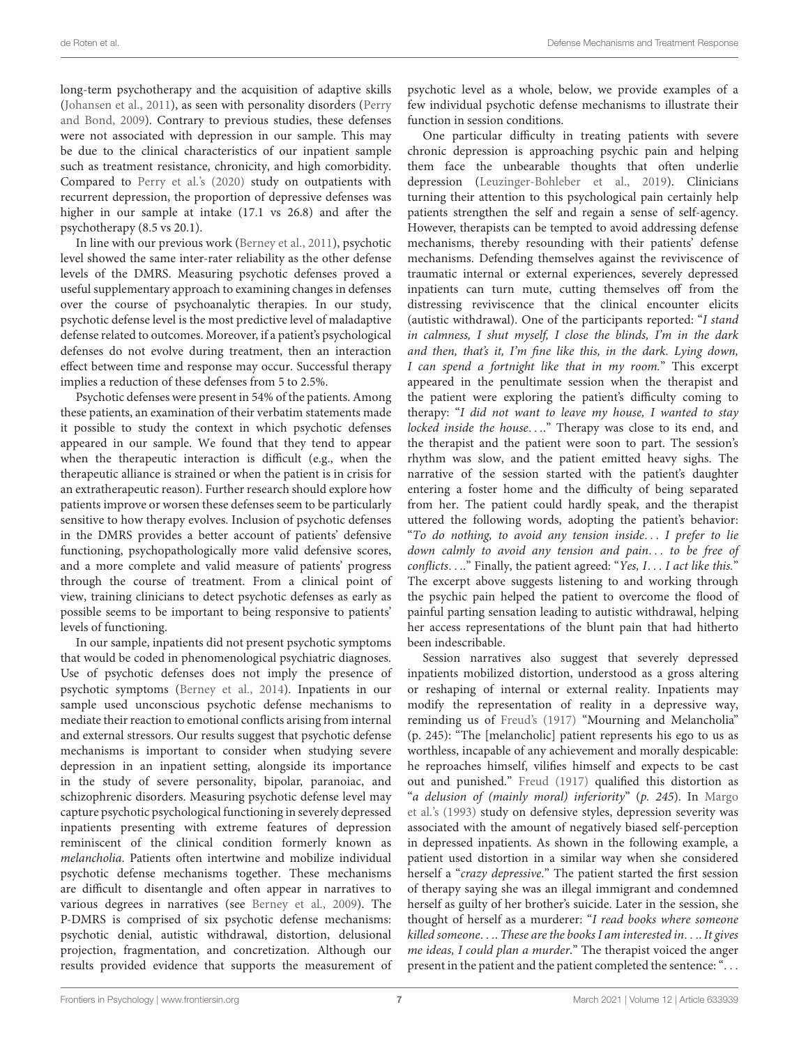long-term psychotherapy and the acquisition of adaptive skills (Johansen et al., 2011), as seen with personality disorders (Perry and Bond, 2009). Contrary to previous studies, these defenses were not associated with depression in our sample. This may be due to the clinical characteristics of our inpatient sample such as treatment resistance, chronicity, and high comorbidity. Compared to Perry et al.'s (2020) study on outpatients with recurrent depression, the proportion of depressive defenses was higher in our sample at intake (17.1 vs 26.8) and after the psychotherapy (8.5 vs 20.1).

In line with our previous work (Berney et al., 2011), psychotic level showed the same inter-rater reliability as the other defense levels of the DMRS. Measuring psychotic defenses proved a useful supplementary approach to examining changes in defenses over the course of psychoanalytic therapies. In our study, psychotic defense level is the most predictive level of maladaptive defense related to outcomes. Moreover, if a patient's psychological defenses do not evolve during treatment, then an interaction effect between time and response may occur. Successful therapy implies a reduction of these defenses from 5 to 2.5%.

Psychotic defenses were present in 54% of the patients. Among these patients, an examination of their verbatim statements made it possible to study the context in which psychotic defenses appeared in our sample. We found that they tend to appear when the therapeutic interaction is difficult (e.g., when the therapeutic alliance is strained or when the patient is in crisis for an extratherapeutic reason). Further research should explore how patients improve or worsen these defenses seem to be particularly sensitive to how therapy evolves. Inclusion of psychotic defenses in the DMRS provides a better account of patients' defensive functioning, psychopathologically more valid defensive scores, and a more complete and valid measure of patients' progress through the course of treatment. From a clinical point of view, training clinicians to detect psychotic defenses as early as possible seems to be important to being responsive to patients' levels of functioning.

In our sample, inpatients did not present psychotic symptoms that would be coded in phenomenological psychiatric diagnoses. Use of psychotic defenses does not imply the presence of psychotic symptoms (Berney et al., 2014). Inpatients in our sample used unconscious psychotic defense mechanisms to mediate their reaction to emotional conflicts arising from internal and external stressors. Our results suggest that psychotic defense mechanisms is important to consider when studying severe depression in an inpatient setting, alongside its importance in the study of severe personality, bipolar, paranoiac, and schizophrenic disorders. Measuring psychotic defense level may capture psychotic psychological functioning in severely depressed inpatients presenting with extreme features of depression reminiscent of the clinical condition formerly known as *melancholia*. Patients often intertwine and mobilize individual psychotic defense mechanisms together. These mechanisms are difficult to disentangle and often appear in narratives to various degrees in narratives (see Berney et al., 2009). The P-DMRS is comprised of six psychotic defense mechanisms: psychotic denial, autistic withdrawal, distortion, delusional projection, fragmentation, and concretization. Although our results provided evidence that supports the measurement of psychotic level as a whole, below, we provide examples of a few individual psychotic defense mechanisms to illustrate their function in session conditions.

One particular difficulty in treating patients with severe chronic depression is approaching psychic pain and helping them face the unbearable thoughts that often underlie depression (Leuzinger-Bohleber et al., 2019). Clinicians turning their attention to this psychological pain certainly help patients strengthen the self and regain a sense of self-agency. However, therapists can be tempted to avoid addressing defense mechanisms, thereby resounding with their patients' defense mechanisms. Defending themselves against the reviviscence of traumatic internal or external experiences, severely depressed inpatients can turn mute, cutting themselves off from the distressing reviviscence that the clinical encounter elicits (autistic withdrawal). One of the participants reported: "*I stand in calmness, I shut myself, I close the blinds, I'm in the dark and then, that's it, I'm fine like this, in the dark. Lying down, I can spend a fortnight like that in my room.*" This excerpt appeared in the penultimate session when the therapist and the patient were exploring the patient's difficulty coming to therapy: "*I did not want to leave my house, I wanted to stay locked inside the house....*" Therapy was close to its end, and the therapist and the patient were soon to part. The session's rhythm was slow, and the patient emitted heavy sighs. The narrative of the session started with the patient's daughter entering a foster home and the difficulty of being separated from her. The patient could hardly speak, and the therapist uttered the following words, adopting the patient's behavior: "*To do nothing, to avoid any tension inside... I prefer to lie down calmly to avoid any tension and pain... to be free of conflicts....*" Finally, the patient agreed: "*Yes, I... I act like this.*" The excerpt above suggests listening to and working through the psychic pain helped the patient to overcome the flood of painful parting sensation leading to autistic withdrawal, helping her access representations of the blunt pain that had hitherto been indescribable.

Session narratives also suggest that severely depressed inpatients mobilized distortion, understood as a gross altering or reshaping of internal or external reality. Inpatients may modify the representation of reality in a depressive way, reminding us of Freud's (1917) "Mourning and Melancholia" (p. 245): "The [melancholic] patient represents his ego to us as worthless, incapable of any achievement and morally despicable: he reproaches himself, vilifies himself and expects to be cast out and punished." Freud (1917) qualified this distortion as "*a delusion of (mainly moral) inferiority*" (*p. 245*). In Margo et al.'s (1993) study on defensive styles, depression severity was associated with the amount of negatively biased self-perception in depressed inpatients. As shown in the following example, a patient used distortion in a similar way when she considered herself a "*crazy depressive.*" The patient started the first session of therapy saying she was an illegal immigrant and condemned herself as guilty of her brother's suicide. Later in the session, she thought of herself as a murderer: "*I read books where someone killed someone.... These are the books I am interested in.... It gives me ideas, I could plan a murder.*" The therapist voiced the anger present in the patient and the patient completed the sentence: "...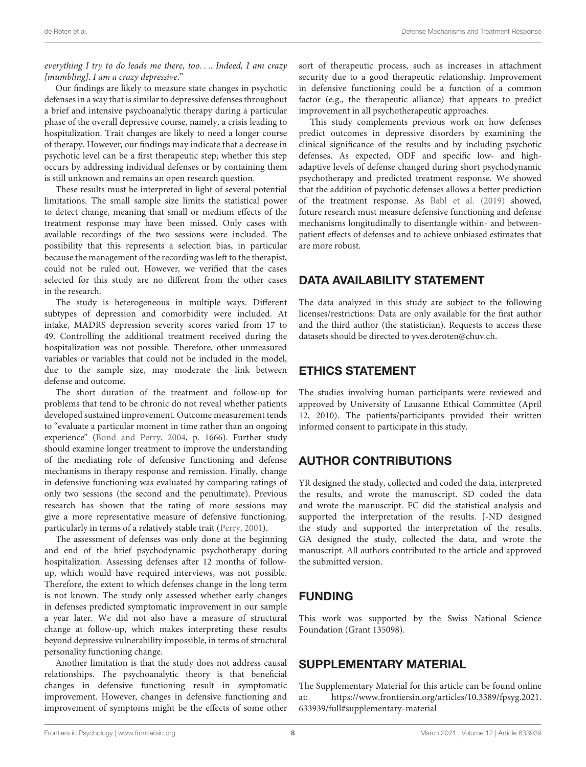*everything I try to do leads me there, too.... Indeed, I am crazy [mumbling]. I am a crazy depressive.*"

Our findings are likely to measure state changes in psychotic defenses in a way that is similar to depressive defenses throughout a brief and intensive psychoanalytic therapy during a particular phase of the overall depressive course, namely, a crisis leading to hospitalization. Trait changes are likely to need a longer course of therapy. However, our findings may indicate that a decrease in psychotic level can be a first therapeutic step; whether this step occurs by addressing individual defenses or by containing them is still unknown and remains an open research question.

These results must be interpreted in light of several potential limitations. The small sample size limits the statistical power to detect change, meaning that small or medium effects of the treatment response may have been missed. Only cases with available recordings of the two sessions were included. The possibility that this represents a selection bias, in particular because the management of the recording was left to the therapist, could not be ruled out. However, we verified that the cases selected for this study are no different from the other cases in the research.

The study is heterogeneous in multiple ways. Different subtypes of depression and comorbidity were included. At intake, MADRS depression severity scores varied from 17 to 49. Controlling the additional treatment received during the hospitalization was not possible. Therefore, other unmeasured variables or variables that could not be included in the model, due to the sample size, may moderate the link between defense and outcome.

The short duration of the treatment and follow-up for problems that tend to be chronic do not reveal whether patients developed sustained improvement. Outcome measurement tends to "evaluate a particular moment in time rather than an ongoing experience" (Bond and Perry, 2004, p. 1666). Further study should examine longer treatment to improve the understanding of the mediating role of defensive functioning and defense mechanisms in therapy response and remission. Finally, change in defensive functioning was evaluated by comparing ratings of only two sessions (the second and the penultimate). Previous research has shown that the rating of more sessions may give a more representative measure of defensive functioning, particularly in terms of a relatively stable trait (Perry, 2001).

The assessment of defenses was only done at the beginning and end of the brief psychodynamic psychotherapy during hospitalization. Assessing defenses after 12 months of follow-up, which would have required interviews, was not possible. Therefore, the extent to which defenses change in the long term is not known. The study only assessed whether early changes in defenses predicted symptomatic improvement in our sample a year later. We did not also have a measure of structural change at follow-up, which makes interpreting these results beyond depressive vulnerability impossible, in terms of structural personality functioning change.

Another limitation is that the study does not address causal relationships. The psychoanalytic theory is that beneficial changes in defensive functioning result in symptomatic improvement. However, changes in defensive functioning and improvement of symptoms might be the effects of some other sort of therapeutic process, such as increases in attachment security due to a good therapeutic relationship. Improvement in defensive functioning could be a function of a common factor (e.g., the therapeutic alliance) that appears to predict improvement in all psychotherapeutic approaches.

This study complements previous work on how defenses predict outcomes in depressive disorders by examining the clinical significance of the results and by including psychotic defenses. As expected, ODF and specific low- and high-adaptive levels of defense changed during short psychodynamic psychotherapy and predicted treatment response. We showed that the addition of psychotic defenses allows a better prediction of the treatment response. As Babl et al. (2019) showed, future research must measure defensive functioning and defense mechanisms longitudinally to disentangle within- and between-patient effects of defenses and to achieve unbiased estimates that are more robust.

## DATA AVAILABILITY STATEMENT

The data analyzed in this study are subject to the following licenses/restrictions: Data are only available for the first author and the third author (the statistician). Requests to access these datasets should be directed to yves.deroten@chuv.ch.

## ETHICS STATEMENT

The studies involving human participants were reviewed and approved by University of Lausanne Ethical Committee (April 12, 2010). The patients/participants provided their written informed consent to participate in this study.

## AUTHOR CONTRIBUTIONS

YR designed the study, collected and coded the data, interpreted the results, and wrote the manuscript. SD coded the data and wrote the manuscript. FC did the statistical analysis and supported the interpretation of the results. J-ND designed the study and supported the interpretation of the results. GA designed the study, collected the data, and wrote the manuscript. All authors contributed to the article and approved the submitted version.

## FUNDING

This work was supported by the Swiss National Science Foundation (Grant 135098).

## SUPPLEMENTARY MATERIAL

The Supplementary Material for this article can be found online at: https://www.frontiersin.org/articles/10.3389/fpsyg.2021.633939/full#supplementary-material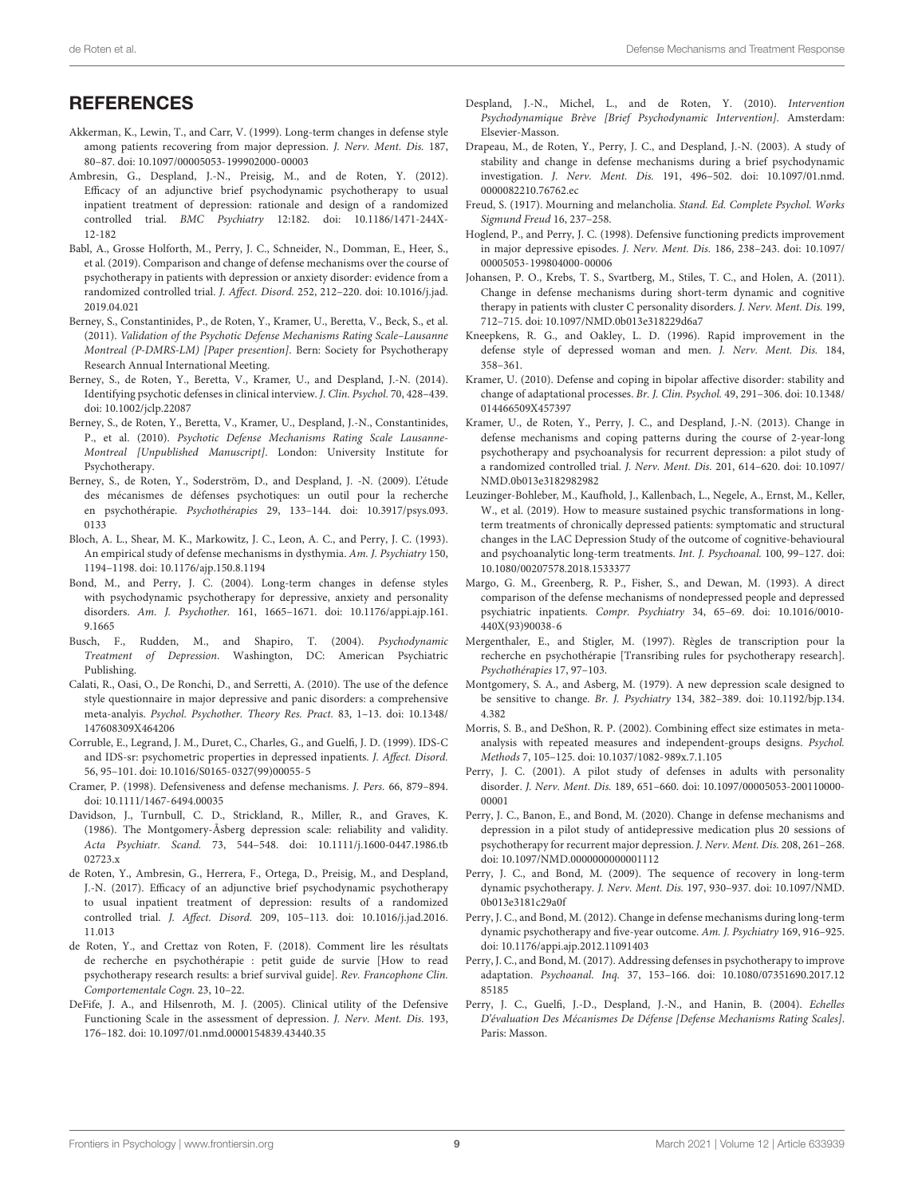## REFERENCES

Akkerman, K., Lewin, T., and Carr, V. (1999). Long-term changes in defense style among patients recovering from major depression. *J. Nerv. Ment. Dis.* 187, 80–87. doi: 10.1097/00005053-199902000-00003

Ambresin, G., Despland, J.-N., Preisig, M., and de Roten, Y. (2012). Efficacy of an adjunctive brief psychodynamic psychotherapy to usual inpatient treatment of depression: rationale and design of a randomized controlled trial. *BMC Psychiatry* 12:182. doi: 10.1186/1471-244X-12-182

Babl, A., Grosse Holforth, M., Perry, J. C., Schneider, N., Domman, E., Heer, S., et al. (2019). Comparison and change of defense mechanisms over the course of psychotherapy in patients with depression or anxiety disorder: evidence from a randomized controlled trial. *J. Affect. Disord.* 252, 212–220. doi: 10.1016/j.jad.2019.04.021

Berney, S., Constantinides, P., de Roten, Y., Kramer, U., Beretta, V., Beck, S., et al. (2011). *Validation of the Psychotic Defense Mechanisms Rating Scale–Lausanne Montreal (P-DMRS-LM) [Paper presention]*. Bern: Society for Psychotherapy Research Annual International Meeting.

Berney, S., de Roten, Y., Beretta, V., Kramer, U., and Despland, J.-N. (2014). Identifying psychotic defenses in clinical interview. *J. Clin. Psychol.* 70, 428–439. doi: 10.1002/jclp.22087

Berney, S., de Roten, Y., Beretta, V., Kramer, U., Despland, J.-N., Constantinides, P., et al. (2010). *Psychotic Defense Mechanisms Rating Scale Lausanne-Montreal [Unpublished Manuscript]*. London: University Institute for Psychotherapy.

Berney, S., de Roten, Y., Soderström, D., and Despland, J. -N. (2009). L'étude des mécanismes de défenses psychotiques: un outil pour la recherche en psychothérapie. *Psychothérapies* 29, 133–144. doi: 10.3917/psys.093.0133

Bloch, A. L., Shear, M. K., Markowitz, J. C., Leon, A. C., and Perry, J. C. (1993). An empirical study of defense mechanisms in dysthymia. *Am. J. Psychiatry* 150, 1194–1198. doi: 10.1176/ajp.150.8.1194

Bond, M., and Perry, J. C. (2004). Long-term changes in defense styles with psychodynamic psychotherapy for depressive, anxiety and personality disorders. *Am. J. Psychother.* 161, 1665–1671. doi: 10.1176/appi.ajp.161.9.1665

Busch, F., Rudden, M., and Shapiro, T. (2004). *Psychodynamic Treatment of Depression*. Washington, DC: American Psychiatric Publishing.

Calati, R., Oasi, O., De Ronchi, D., and Serretti, A. (2010). The use of the defence style questionnaire in major depressive and panic disorders: a comprehensive meta-analyis. *Psychol. Psychother. Theory Res. Pract.* 83, 1–13. doi: 10.1348/147608309X464206

Corruble, E., Legrand, J. M., Duret, C., Charles, G., and Guelfi, J. D. (1999). IDS-C and IDS-sr: psychometric properties in depressed inpatients. *J. Affect. Disord.* 56, 95–101. doi: 10.1016/S0165-0327(99)00055-5

Cramer, P. (1998). Defensiveness and defense mechanisms. *J. Pers.* 66, 879–894. doi: 10.1111/1467-6494.00035

Davidson, J., Turnbull, C. D., Strickland, R., Miller, R., and Graves, K. (1986). The Montgomery-Åsberg depression scale: reliability and validity. *Acta Psychiatr. Scand.* 73, 544–548. doi: 10.1111/j.1600-0447.1986.tb02723.x

de Roten, Y., Ambresin, G., Herrera, F., Ortega, D., Preisig, M., and Despland, J.-N. (2017). Efficacy of an adjunctive brief psychodynamic psychotherapy to usual inpatient treatment of depression: results of a randomized controlled trial. *J. Affect. Disord.* 209, 105–113. doi: 10.1016/j.jad.2016.11.013

de Roten, Y., and Crettaz von Roten, F. (2018). Comment lire les résultats de recherche en psychothérapie : petit guide de survie [How to read psychotherapy research results: a brief survival guide]. *Rev. Francophone Clin. Comportementale Cogn.* 23, 10–22.

DeFife, J. A., and Hilsenroth, M. J. (2005). Clinical utility of the Defensive Functioning Scale in the assessment of depression. *J. Nerv. Ment. Dis.* 193, 176–182. doi: 10.1097/01.nmd.0000154839.43440.35

Despland, J.-N., Michel, L., and de Roten, Y. (2010). *Intervention Psychodynamique Brève [Brief Psychodynamic Intervention]*. Amsterdam: Elsevier-Masson.

Drapeau, M., de Roten, Y., Perry, J. C., and Despland, J.-N. (2003). A study of stability and change in defense mechanisms during a brief psychodynamic investigation. *J. Nerv. Ment. Dis.* 191, 496–502. doi: 10.1097/01.nmd.0000082210.76762.ec

Freud, S. (1917). Mourning and melancholia. *Stand. Ed. Complete Psychol. Works Sigmund Freud* 16, 237–258.

Hoglend, P., and Perry, J. C. (1998). Defensive functioning predicts improvement in major depressive episodes. *J. Nerv. Ment. Dis.* 186, 238–243. doi: 10.1097/00005053-199804000-00006

Johansen, P. O., Krebs, T. S., Svartberg, M., Stiles, T. C., and Holen, A. (2011). Change in defense mechanisms during short-term dynamic and cognitive therapy in patients with cluster C personality disorders. *J. Nerv. Ment. Dis.* 199, 712–715. doi: 10.1097/NMD.0b013e318229d6a7

Kneepkens, R. G., and Oakley, L. D. (1996). Rapid improvement in the defense style of depressed woman and men. *J. Nerv. Ment. Dis.* 184, 358–361.

Kramer, U. (2010). Defense and coping in bipolar affective disorder: stability and change of adaptational processes. *Br. J. Clin. Psychol.* 49, 291–306. doi: 10.1348/014466509X457397

Kramer, U., de Roten, Y., Perry, J. C., and Despland, J.-N. (2013). Change in defense mechanisms and coping patterns during the course of 2-year-long psychotherapy and psychoanalysis for recurrent depression: a pilot study of a randomized controlled trial. *J. Nerv. Ment. Dis.* 201, 614–620. doi: 10.1097/NMD.0b013e3182982982

Leuzinger-Bohleber, M., Kaufhold, J., Kallenbach, L., Negele, A., Ernst, M., Keller, W., et al. (2019). How to measure sustained psychic transformations in long-term treatments of chronically depressed patients: symptomatic and structural changes in the LAC Depression Study of the outcome of cognitive-behavioural and psychoanalytic long-term treatments. *Int. J. Psychoanal.* 100, 99–127. doi: 10.1080/00207578.2018.1533377

Margo, G. M., Greenberg, R. P., Fisher, S., and Dewan, M. (1993). A direct comparison of the defense mechanisms of nondepressed people and depressed psychiatric inpatients. *Compr. Psychiatry* 34, 65–69. doi: 10.1016/0010-440X(93)90038-6

Mergenthaler, E., and Stigler, M. (1997). Règles de transcription pour la recherche en psychothérapie [Transribing rules for psychotherapy research]. *Psychothérapies* 17, 97–103.

Montgomery, S. A., and Asberg, M. (1979). A new depression scale designed to be sensitive to change. *Br. J. Psychiatry* 134, 382–389. doi: 10.1192/bjp.134.4.382

Morris, S. B., and DeShon, R. P. (2002). Combining effect size estimates in meta-analysis with repeated measures and independent-groups designs. *Psychol. Methods* 7, 105–125. doi: 10.1037/1082-989x.7.1.105

Perry, J. C. (2001). A pilot study of defenses in adults with personality disorder. *J. Nerv. Ment. Dis.* 189, 651–660. doi: 10.1097/00005053-200110000-00001

Perry, J. C., Banon, E., and Bond, M. (2020). Change in defense mechanisms and depression in a pilot study of antidepressive medication plus 20 sessions of psychotherapy for recurrent major depression. *J. Nerv. Ment. Dis.* 208, 261–268. doi: 10.1097/NMD.0000000000001112

Perry, J. C., and Bond, M. (2009). The sequence of recovery in long-term dynamic psychotherapy. *J. Nerv. Ment. Dis.* 197, 930–937. doi: 10.1097/NMD.0b013e3181c29a0f

Perry, J. C., and Bond, M. (2012). Change in defense mechanisms during long-term dynamic psychotherapy and five-year outcome. *Am. J. Psychiatry* 169, 916–925. doi: 10.1176/appi.ajp.2012.11091403

Perry, J. C., and Bond, M. (2017). Addressing defenses in psychotherapy to improve adaptation. *Psychoanal. Inq.* 37, 153–166. doi: 10.1080/07351690.2017.1285185

Perry, J. C., Guelfi, J.-D., Despland, J.-N., and Hanin, B. (2004). *Echelles D'évaluation Des Mécanismes De Défense [Defense Mechanisms Rating Scales]*. Paris: Masson.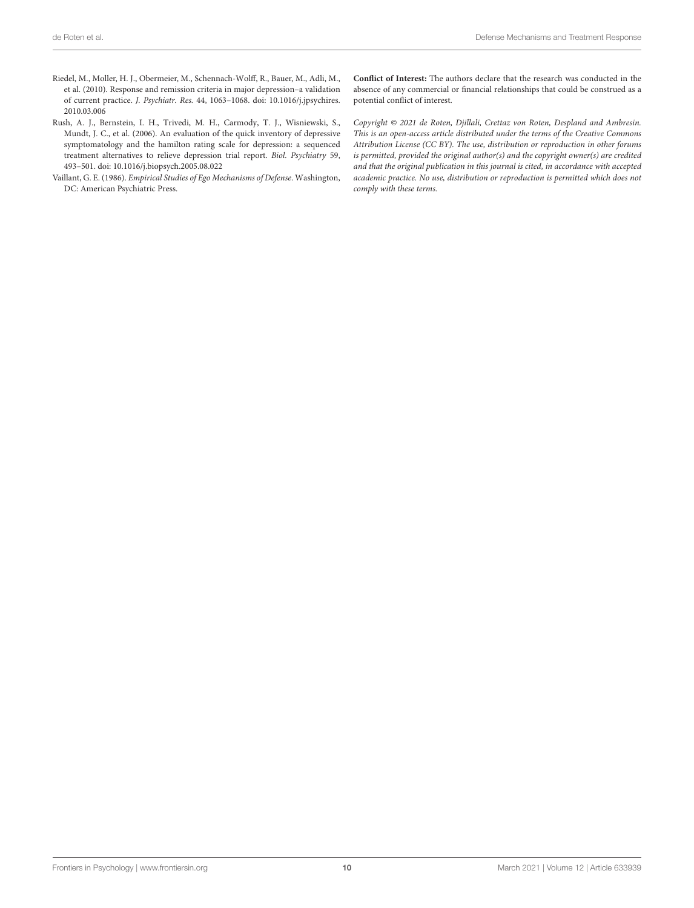Riedel, M., Moller, H. J., Obermeier, M., Schennach-Wolff, R., Bauer, M., Adli, M., et al. (2010). Response and remission criteria in major depression–a validation of current practice. *J. Psychiatr. Res.* 44, 1063–1068. doi: 10.1016/j.jpsychires.2010.03.006

Rush, A. J., Bernstein, I. H., Trivedi, M. H., Carmody, T. J., Wisniewski, S., Mundt, J. C., et al. (2006). An evaluation of the quick inventory of depressive symptomatology and the hamilton rating scale for depression: a sequenced treatment alternatives to relieve depression trial report. *Biol. Psychiatry* 59, 493–501. doi: 10.1016/j.biopsych.2005.08.022

Vaillant, G. E. (1986). *Empirical Studies of Ego Mechanisms of Defense*. Washington, DC: American Psychiatric Press.

**Conflict of Interest:** The authors declare that the research was conducted in the absence of any commercial or financial relationships that could be construed as a potential conflict of interest.

*Copyright © 2021 de Roten, Djillali, Crettaz von Roten, Despland and Ambresin. This is an open-access article distributed under the terms of the Creative Commons Attribution License (CC BY). The use, distribution or reproduction in other forums is permitted, provided the original author(s) and the copyright owner(s) are credited and that the original publication in this journal is cited, in accordance with accepted academic practice. No use, distribution or reproduction is permitted which does not comply with these terms.*